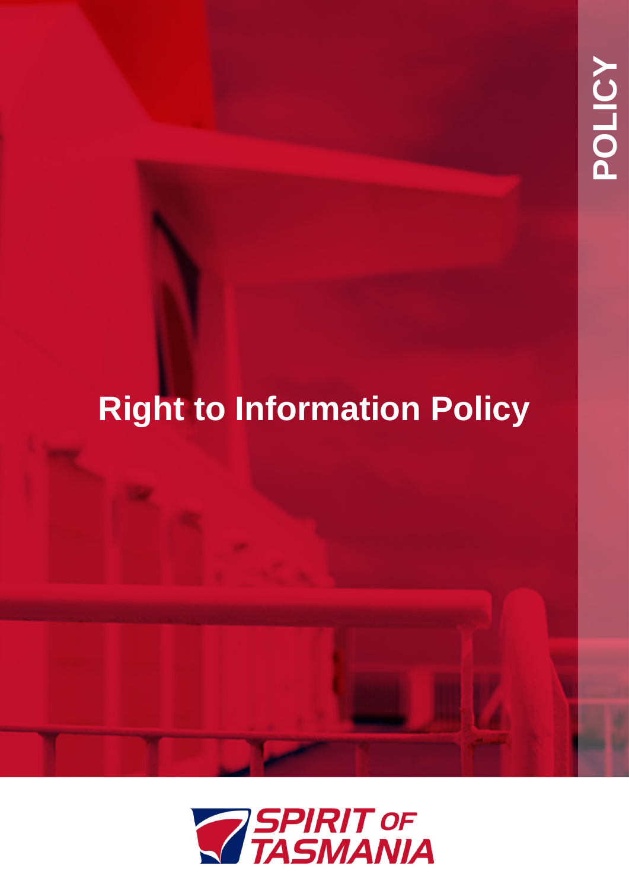POLICY

# Right to Information Policy

SPIRIT OF TASMANIA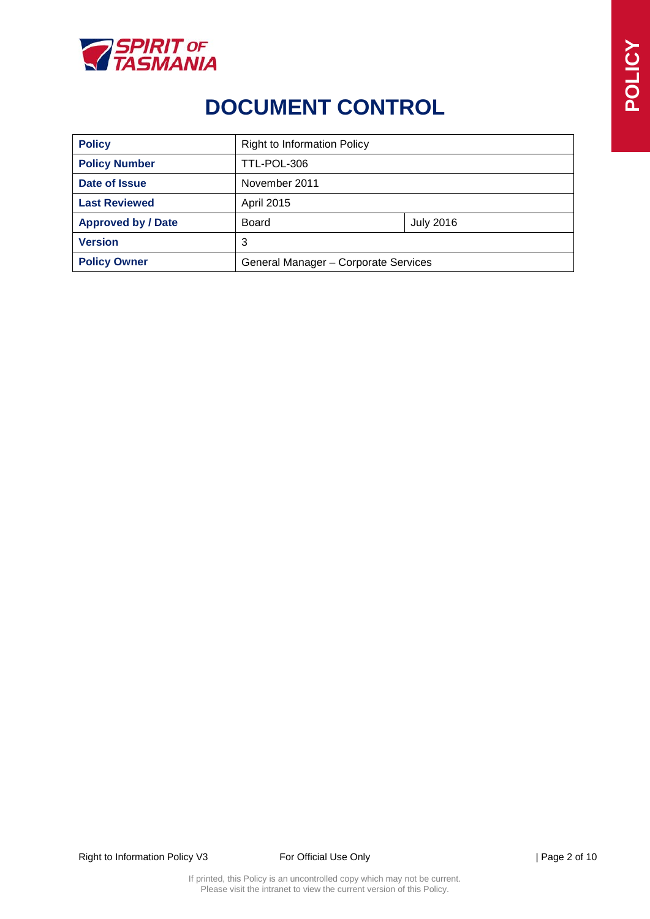# DOCUMENT CONTROL

| **Policy** | Right to Information Policy | |
|---|---|---|
| **Policy Number** | TTL-POL-306 | |
| **Date of Issue** | November 2011 | |
| **Last Reviewed** | April 2015 | |
| **Approved by / Date** | Board | July 2016 |
| **Version** | 3 | |
| **Policy Owner** | General Manager – Corporate Services | |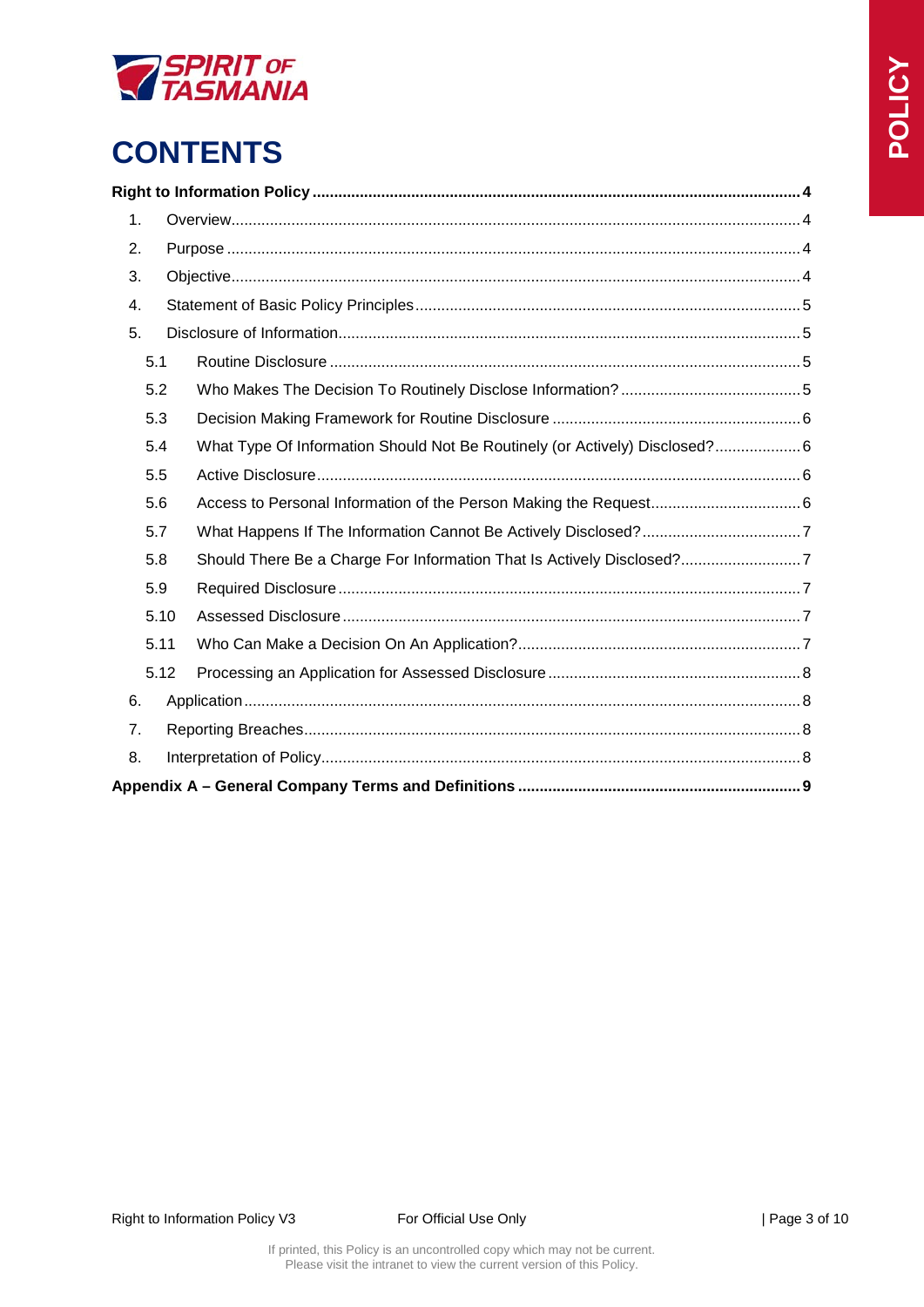# CONTENTS

**Right to Information Policy** .......... **4**

1. Overview .......... 4
2. Purpose .......... 4
3. Objective .......... 4
4. Statement of Basic Policy Principles .......... 5
5. Disclosure of Information .......... 5
   - 5.1 Routine Disclosure .......... 5
   - 5.2 Who Makes The Decision To Routinely Disclose Information? .......... 5
   - 5.3 Decision Making Framework for Routine Disclosure .......... 6
   - 5.4 What Type Of Information Should Not Be Routinely (or Actively) Disclosed? .......... 6
   - 5.5 Active Disclosure .......... 6
   - 5.6 Access to Personal Information of the Person Making the Request .......... 6
   - 5.7 What Happens If The Information Cannot Be Actively Disclosed? .......... 7
   - 5.8 Should There Be a Charge For Information That Is Actively Disclosed? .......... 7
   - 5.9 Required Disclosure .......... 7
   - 5.10 Assessed Disclosure .......... 7
   - 5.11 Who Can Make a Decision On An Application? .......... 7
   - 5.12 Processing an Application for Assessed Disclosure .......... 8
6. Application .......... 8
7. Reporting Breaches .......... 8
8. Interpretation of Policy .......... 8

**Appendix A – General Company Terms and Definitions** .......... **9**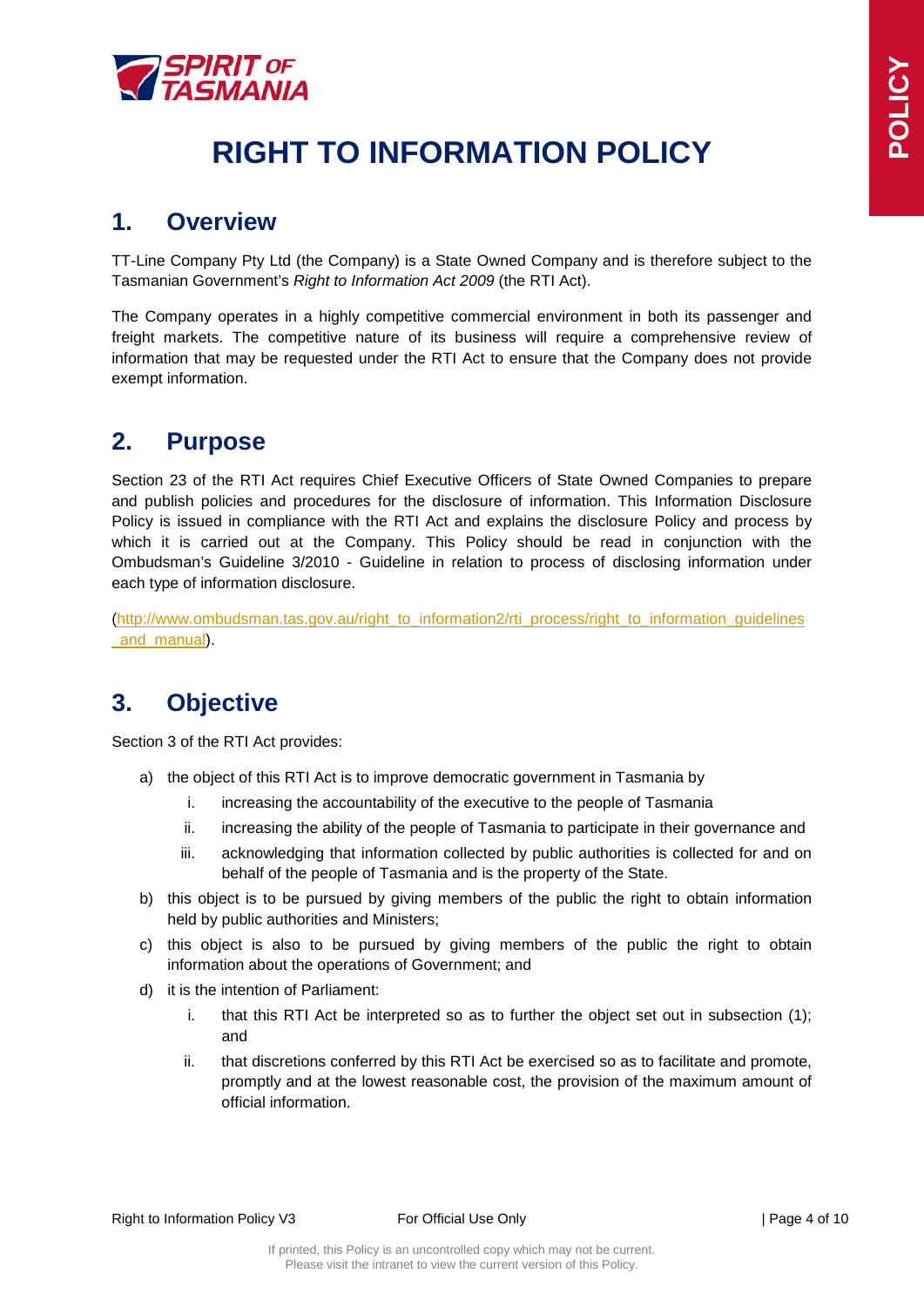# RIGHT TO INFORMATION POLICY

## 1. Overview

TT-Line Company Pty Ltd (the Company) is a State Owned Company and is therefore subject to the Tasmanian Government's *Right to Information Act 2009* (the RTI Act).

The Company operates in a highly competitive commercial environment in both its passenger and freight markets. The competitive nature of its business will require a comprehensive review of information that may be requested under the RTI Act to ensure that the Company does not provide exempt information.

## 2. Purpose

Section 23 of the RTI Act requires Chief Executive Officers of State Owned Companies to prepare and publish policies and procedures for the disclosure of information. This Information Disclosure Policy is issued in compliance with the RTI Act and explains the disclosure Policy and process by which it is carried out at the Company. This Policy should be read in conjunction with the Ombudsman's Guideline 3/2010 - Guideline in relation to process of disclosing information under each type of information disclosure.

(http://www.ombudsman.tas.gov.au/right_to_information2/rti_process/right_to_information_guidelines_and_manual).

## 3. Objective

Section 3 of the RTI Act provides:

a) the object of this RTI Act is to improve democratic government in Tasmania by
   i. increasing the accountability of the executive to the people of Tasmania
   ii. increasing the ability of the people of Tasmania to participate in their governance and
   iii. acknowledging that information collected by public authorities is collected for and on behalf of the people of Tasmania and is the property of the State.
b) this object is to be pursued by giving members of the public the right to obtain information held by public authorities and Ministers;
c) this object is also to be pursued by giving members of the public the right to obtain information about the operations of Government; and
d) it is the intention of Parliament:
   i. that this RTI Act be interpreted so as to further the object set out in subsection (1); and
   ii. that discretions conferred by this RTI Act be exercised so as to facilitate and promote, promptly and at the lowest reasonable cost, the provision of the maximum amount of official information.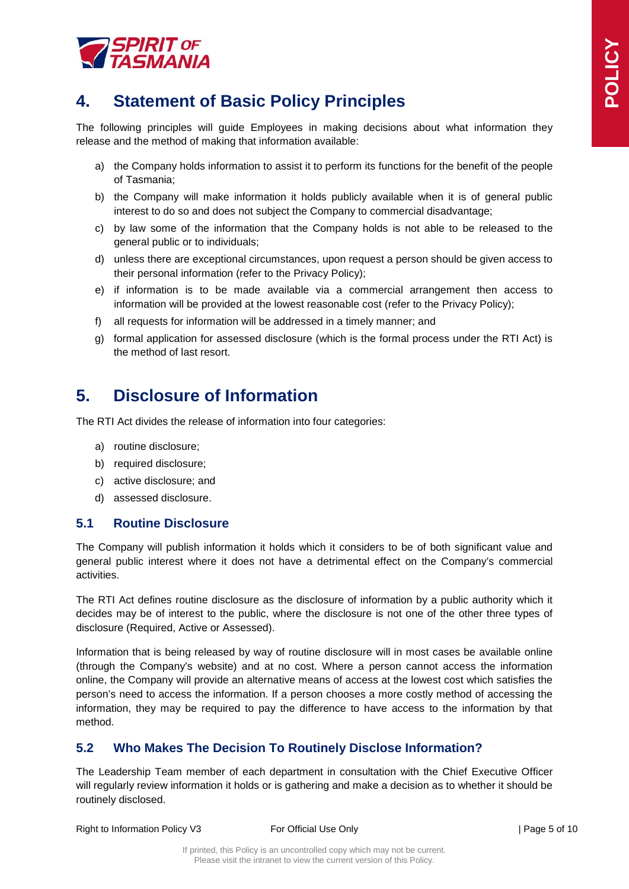## 4. Statement of Basic Policy Principles

The following principles will guide Employees in making decisions about what information they release and the method of making that information available:

a) the Company holds information to assist it to perform its functions for the benefit of the people of Tasmania;

b) the Company will make information it holds publicly available when it is of general public interest to do so and does not subject the Company to commercial disadvantage;

c) by law some of the information that the Company holds is not able to be released to the general public or to individuals;

d) unless there are exceptional circumstances, upon request a person should be given access to their personal information (refer to the Privacy Policy);

e) if information is to be made available via a commercial arrangement then access to information will be provided at the lowest reasonable cost (refer to the Privacy Policy);

f) all requests for information will be addressed in a timely manner; and

g) formal application for assessed disclosure (which is the formal process under the RTI Act) is the method of last resort.

## 5. Disclosure of Information

The RTI Act divides the release of information into four categories:

a) routine disclosure;

b) required disclosure;

c) active disclosure; and

d) assessed disclosure.

### 5.1 Routine Disclosure

The Company will publish information it holds which it considers to be of both significant value and general public interest where it does not have a detrimental effect on the Company's commercial activities.

The RTI Act defines routine disclosure as the disclosure of information by a public authority which it decides may be of interest to the public, where the disclosure is not one of the other three types of disclosure (Required, Active or Assessed).

Information that is being released by way of routine disclosure will in most cases be available online (through the Company's website) and at no cost. Where a person cannot access the information online, the Company will provide an alternative means of access at the lowest cost which satisfies the person's need to access the information. If a person chooses a more costly method of accessing the information, they may be required to pay the difference to have access to the information by that method.

### 5.2 Who Makes The Decision To Routinely Disclose Information?

The Leadership Team member of each department in consultation with the Chief Executive Officer will regularly review information it holds or is gathering and make a decision as to whether it should be routinely disclosed.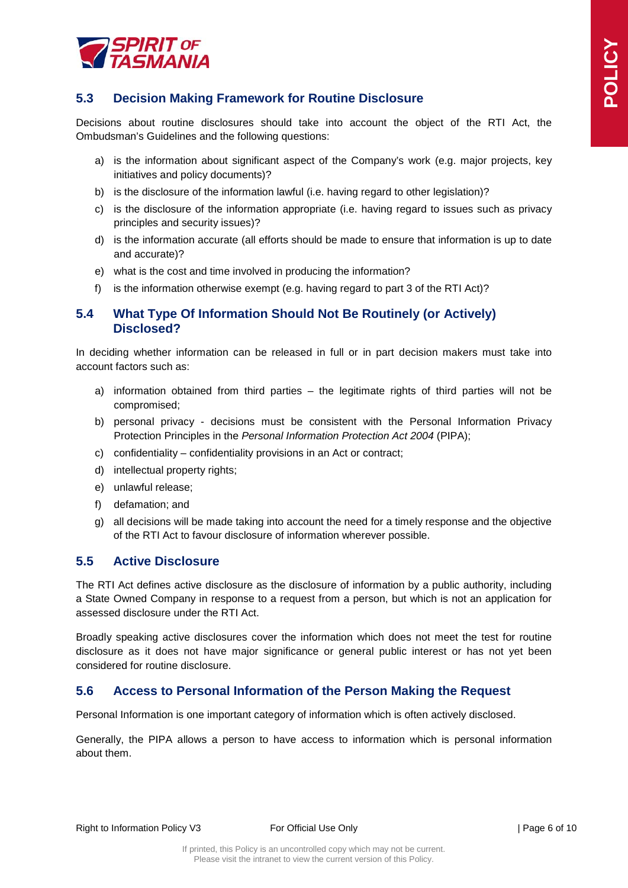## 5.3 Decision Making Framework for Routine Disclosure

Decisions about routine disclosures should take into account the object of the RTI Act, the Ombudsman's Guidelines and the following questions:

a) is the information about significant aspect of the Company's work (e.g. major projects, key initiatives and policy documents)?
b) is the disclosure of the information lawful (i.e. having regard to other legislation)?
c) is the disclosure of the information appropriate (i.e. having regard to issues such as privacy principles and security issues)?
d) is the information accurate (all efforts should be made to ensure that information is up to date and accurate)?
e) what is the cost and time involved in producing the information?
f) is the information otherwise exempt (e.g. having regard to part 3 of the RTI Act)?

## 5.4 What Type Of Information Should Not Be Routinely (or Actively) Disclosed?

In deciding whether information can be released in full or in part decision makers must take into account factors such as:

a) information obtained from third parties – the legitimate rights of third parties will not be compromised;
b) personal privacy - decisions must be consistent with the Personal Information Privacy Protection Principles in the *Personal Information Protection Act 2004* (PIPA);
c) confidentiality – confidentiality provisions in an Act or contract;
d) intellectual property rights;
e) unlawful release;
f) defamation; and
g) all decisions will be made taking into account the need for a timely response and the objective of the RTI Act to favour disclosure of information wherever possible.

## 5.5 Active Disclosure

The RTI Act defines active disclosure as the disclosure of information by a public authority, including a State Owned Company in response to a request from a person, but which is not an application for assessed disclosure under the RTI Act.

Broadly speaking active disclosures cover the information which does not meet the test for routine disclosure as it does not have major significance or general public interest or has not yet been considered for routine disclosure.

## 5.6 Access to Personal Information of the Person Making the Request

Personal Information is one important category of information which is often actively disclosed.

Generally, the PIPA allows a person to have access to information which is personal information about them.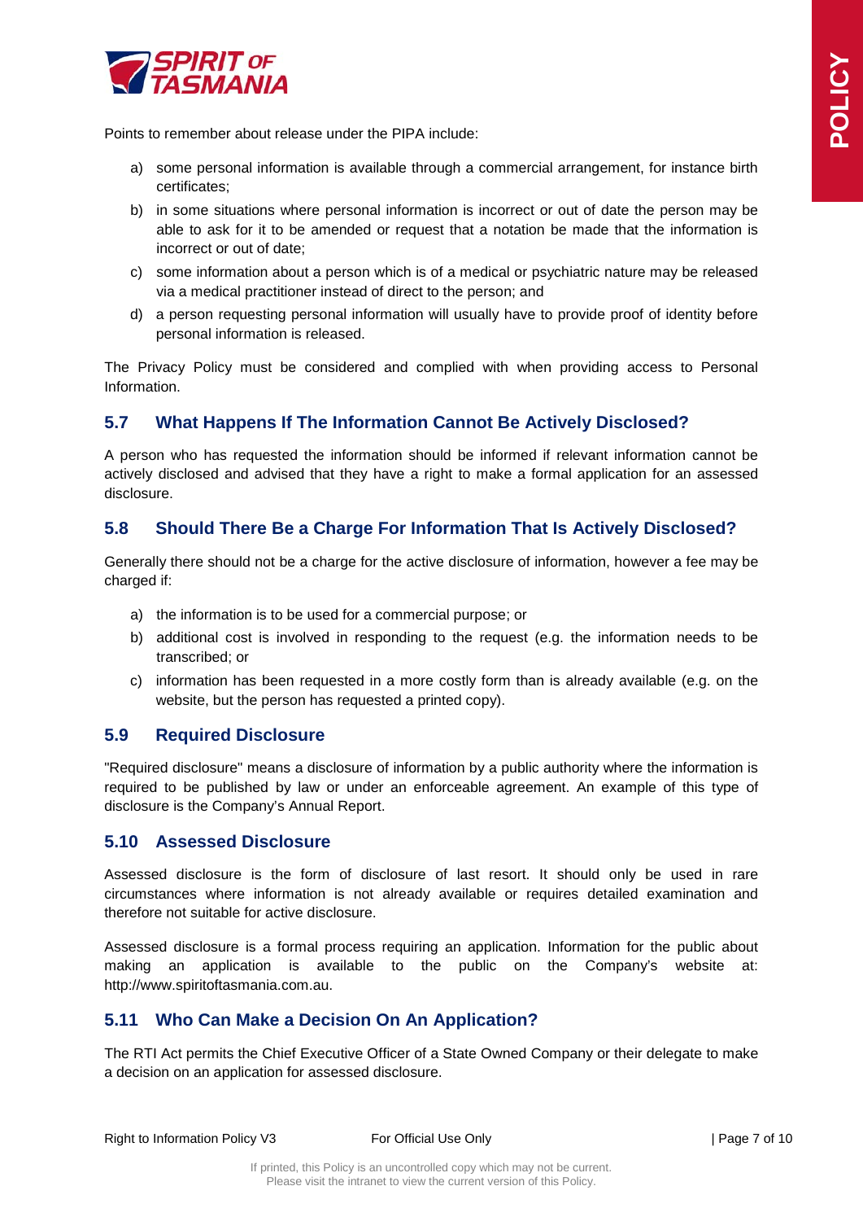Points to remember about release under the PIPA include:

a) some personal information is available through a commercial arrangement, for instance birth certificates;

b) in some situations where personal information is incorrect or out of date the person may be able to ask for it to be amended or request that a notation be made that the information is incorrect or out of date;

c) some information about a person which is of a medical or psychiatric nature may be released via a medical practitioner instead of direct to the person; and

d) a person requesting personal information will usually have to provide proof of identity before personal information is released.

The Privacy Policy must be considered and complied with when providing access to Personal Information.

## 5.7 What Happens If The Information Cannot Be Actively Disclosed?

A person who has requested the information should be informed if relevant information cannot be actively disclosed and advised that they have a right to make a formal application for an assessed disclosure.

## 5.8 Should There Be a Charge For Information That Is Actively Disclosed?

Generally there should not be a charge for the active disclosure of information, however a fee may be charged if:

a) the information is to be used for a commercial purpose; or

b) additional cost is involved in responding to the request (e.g. the information needs to be transcribed; or

c) information has been requested in a more costly form than is already available (e.g. on the website, but the person has requested a printed copy).

## 5.9 Required Disclosure

"Required disclosure" means a disclosure of information by a public authority where the information is required to be published by law or under an enforceable agreement. An example of this type of disclosure is the Company's Annual Report.

## 5.10 Assessed Disclosure

Assessed disclosure is the form of disclosure of last resort. It should only be used in rare circumstances where information is not already available or requires detailed examination and therefore not suitable for active disclosure.

Assessed disclosure is a formal process requiring an application. Information for the public about making an application is available to the public on the Company's website at: http://www.spiritoftasmania.com.au.

## 5.11 Who Can Make a Decision On An Application?

The RTI Act permits the Chief Executive Officer of a State Owned Company or their delegate to make a decision on an application for assessed disclosure.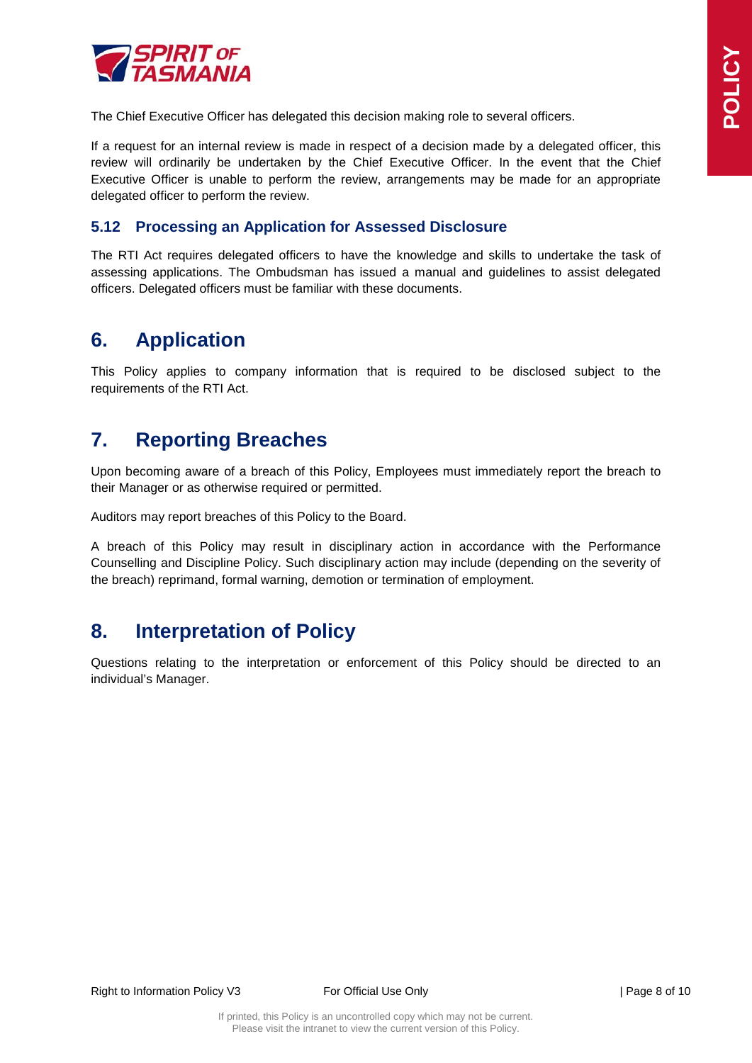The Chief Executive Officer has delegated this decision making role to several officers.

If a request for an internal review is made in respect of a decision made by a delegated officer, this review will ordinarily be undertaken by the Chief Executive Officer. In the event that the Chief Executive Officer is unable to perform the review, arrangements may be made for an appropriate delegated officer to perform the review.

### 5.12 Processing an Application for Assessed Disclosure

The RTI Act requires delegated officers to have the knowledge and skills to undertake the task of assessing applications. The Ombudsman has issued a manual and guidelines to assist delegated officers. Delegated officers must be familiar with these documents.

## 6. Application

This Policy applies to company information that is required to be disclosed subject to the requirements of the RTI Act.

## 7. Reporting Breaches

Upon becoming aware of a breach of this Policy, Employees must immediately report the breach to their Manager or as otherwise required or permitted.

Auditors may report breaches of this Policy to the Board.

A breach of this Policy may result in disciplinary action in accordance with the Performance Counselling and Discipline Policy. Such disciplinary action may include (depending on the severity of the breach) reprimand, formal warning, demotion or termination of employment.

## 8. Interpretation of Policy

Questions relating to the interpretation or enforcement of this Policy should be directed to an individual's Manager.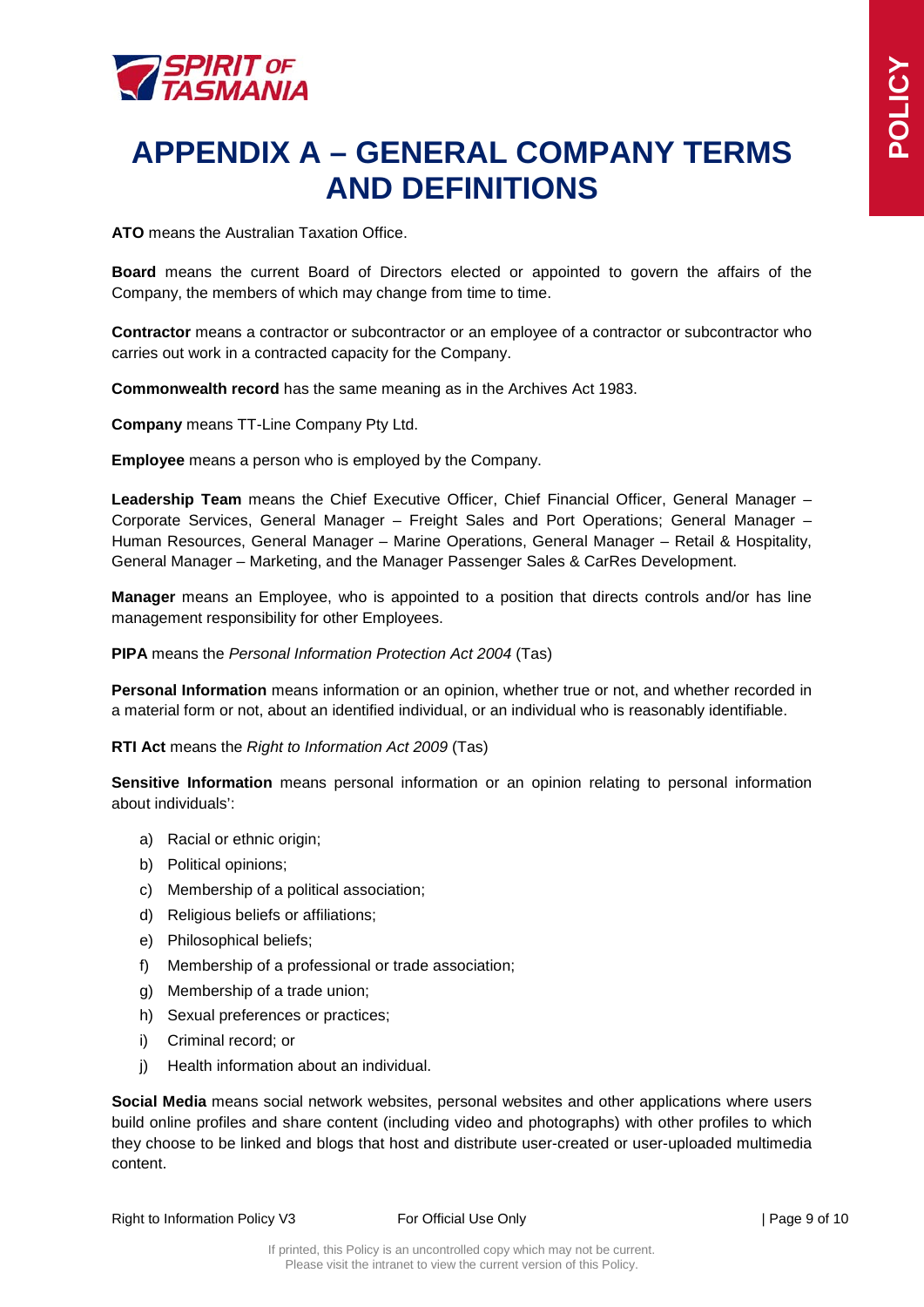# APPENDIX A – GENERAL COMPANY TERMS AND DEFINITIONS

**ATO** means the Australian Taxation Office.

**Board** means the current Board of Directors elected or appointed to govern the affairs of the Company, the members of which may change from time to time.

**Contractor** means a contractor or subcontractor or an employee of a contractor or subcontractor who carries out work in a contracted capacity for the Company.

**Commonwealth record** has the same meaning as in the Archives Act 1983.

**Company** means TT-Line Company Pty Ltd.

**Employee** means a person who is employed by the Company.

**Leadership Team** means the Chief Executive Officer, Chief Financial Officer, General Manager – Corporate Services, General Manager – Freight Sales and Port Operations; General Manager – Human Resources, General Manager – Marine Operations, General Manager – Retail & Hospitality, General Manager – Marketing, and the Manager Passenger Sales & CarRes Development.

**Manager** means an Employee, who is appointed to a position that directs controls and/or has line management responsibility for other Employees.

**PIPA** means the *Personal Information Protection Act 2004* (Tas)

**Personal Information** means information or an opinion, whether true or not, and whether recorded in a material form or not, about an identified individual, or an individual who is reasonably identifiable.

**RTI Act** means the *Right to Information Act 2009* (Tas)

**Sensitive Information** means personal information or an opinion relating to personal information about individuals':

a) Racial or ethnic origin;
b) Political opinions;
c) Membership of a political association;
d) Religious beliefs or affiliations;
e) Philosophical beliefs;
f) Membership of a professional or trade association;
g) Membership of a trade union;
h) Sexual preferences or practices;
i) Criminal record; or
j) Health information about an individual.

**Social Media** means social network websites, personal websites and other applications where users build online profiles and share content (including video and photographs) with other profiles to which they choose to be linked and blogs that host and distribute user-created or user-uploaded multimedia content.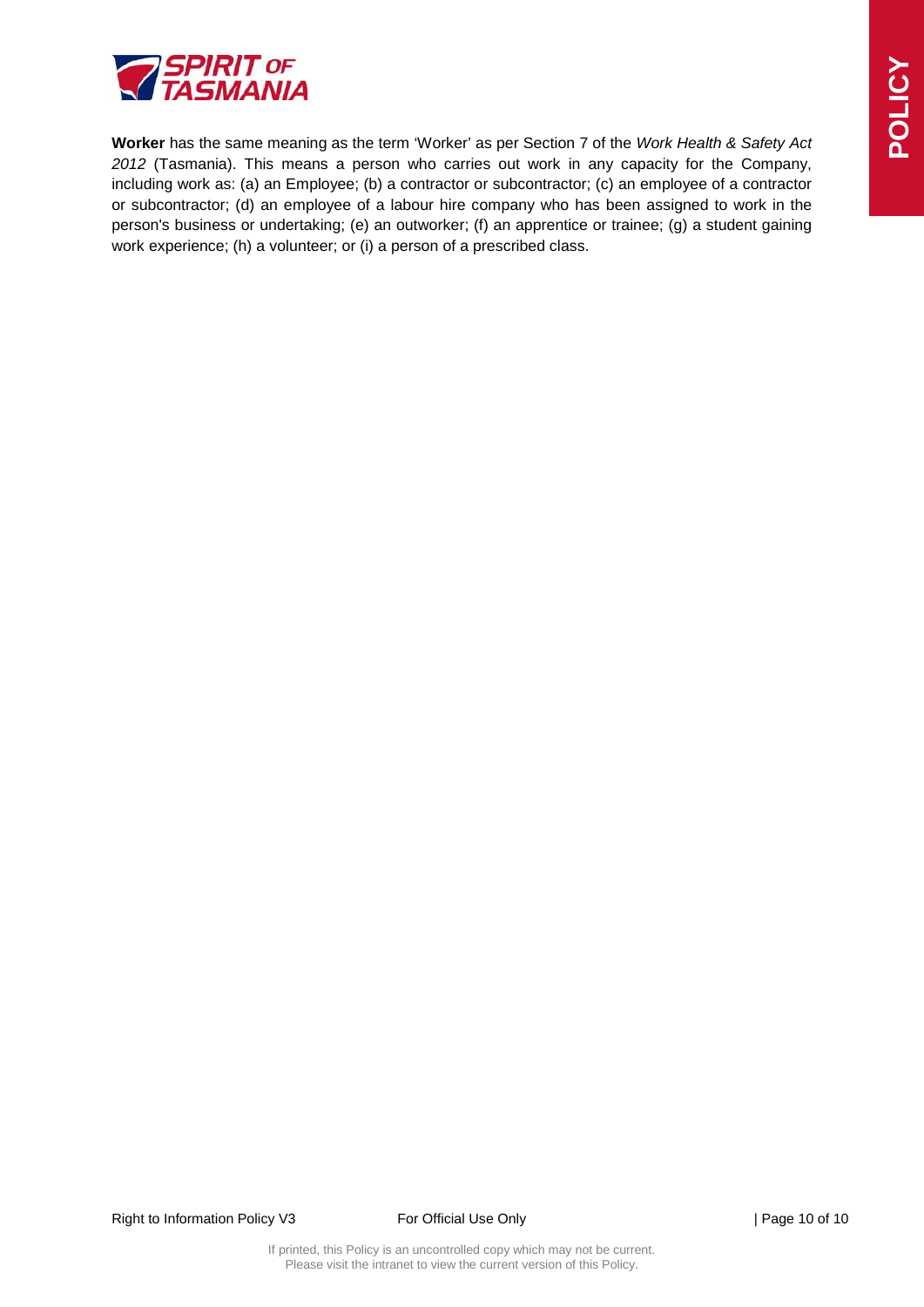**Worker** has the same meaning as the term 'Worker' as per Section 7 of the *Work Health & Safety Act 2012* (Tasmania). This means a person who carries out work in any capacity for the Company, including work as: (a) an Employee; (b) a contractor or subcontractor; (c) an employee of a contractor or subcontractor; (d) an employee of a labour hire company who has been assigned to work in the person's business or undertaking; (e) an outworker; (f) an apprentice or trainee; (g) a student gaining work experience; (h) a volunteer; or (i) a person of a prescribed class.